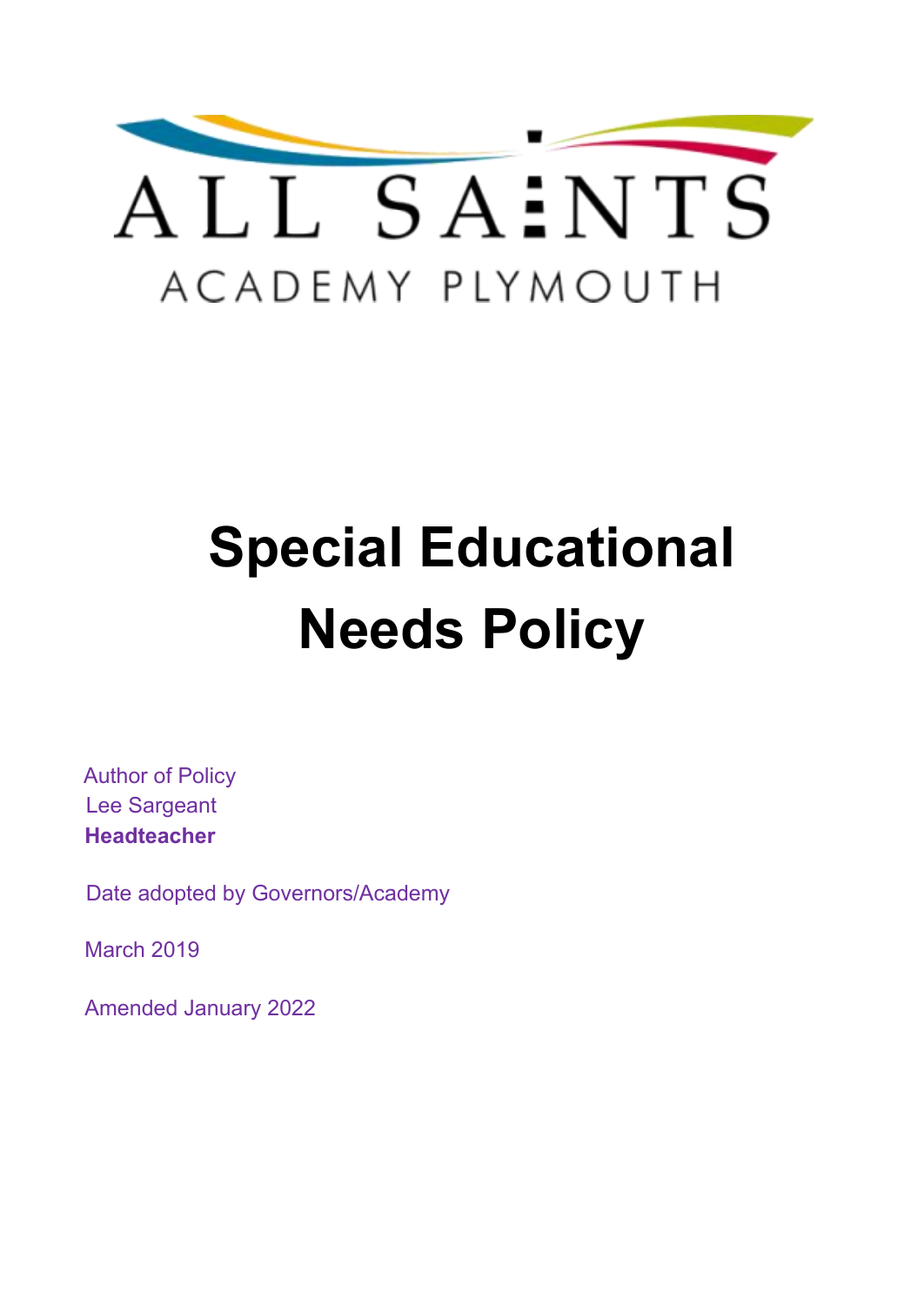ALL SAINTS

ACADEMY PLYMOUTH

# Special Educational Needs Policy

Author of Policy
Lee Sargeant
**Headteacher**

Date adopted by Governors/Academy

March 2019

Amended January 2022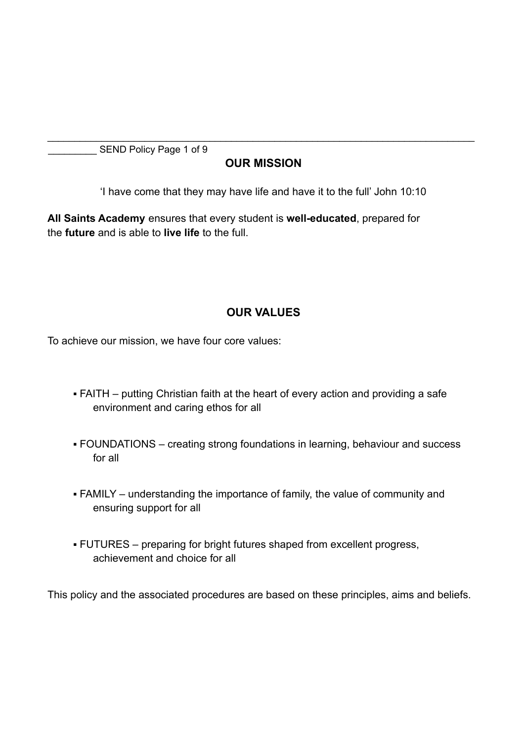## OUR MISSION

'I have come that they may have life and have it to the full' John 10:10

**All Saints Academy** ensures that every student is **well-educated**, prepared for the **future** and is able to **live life** to the full.

## OUR VALUES

To achieve our mission, we have four core values:

- FAITH – putting Christian faith at the heart of every action and providing a safe environment and caring ethos for all
- FOUNDATIONS – creating strong foundations in learning, behaviour and success for all
- FAMILY – understanding the importance of family, the value of community and ensuring support for all
- FUTURES – preparing for bright futures shaped from excellent progress, achievement and choice for all

This policy and the associated procedures are based on these principles, aims and beliefs.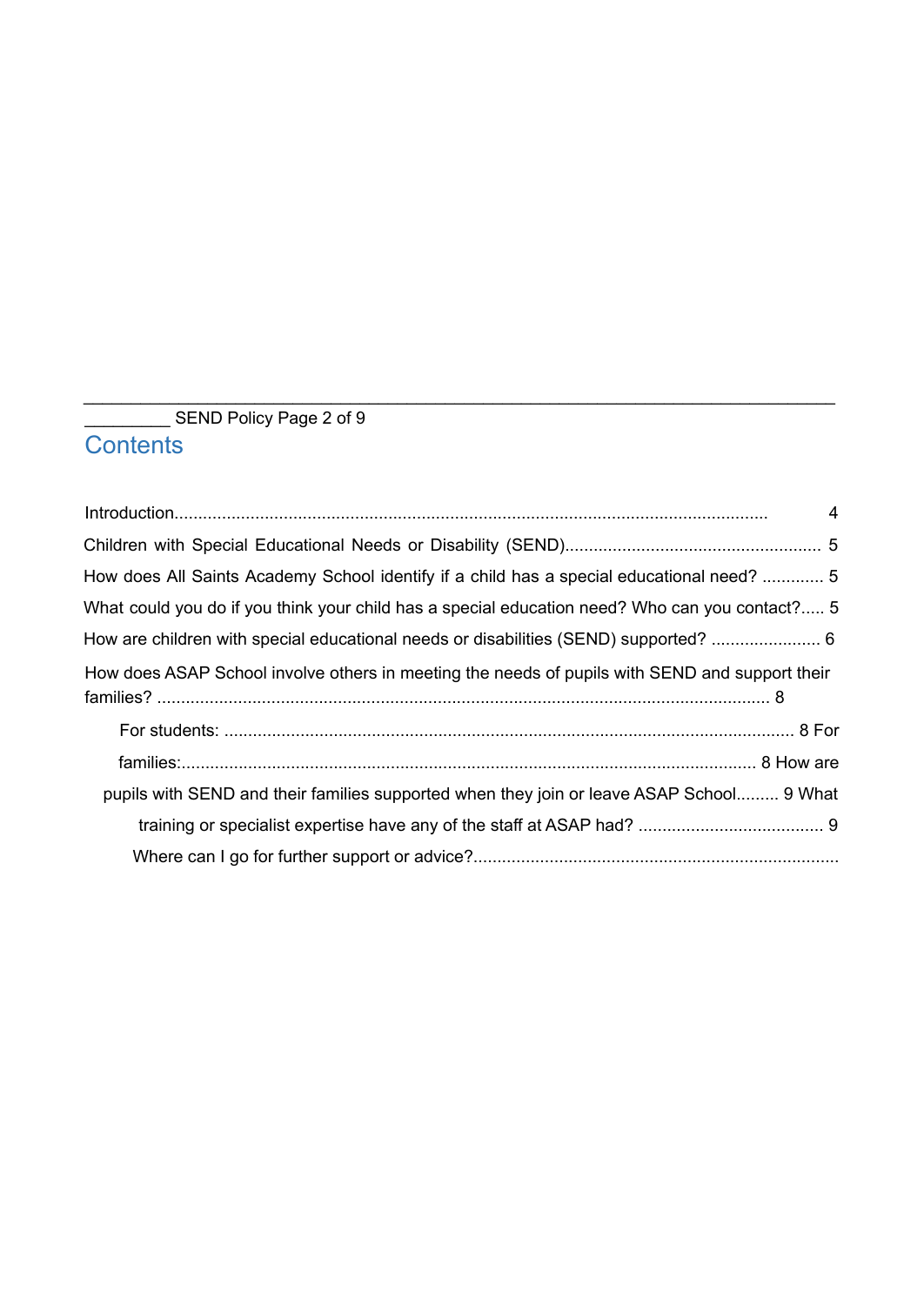## Contents

Introduction............................................................................................................................ 4

Children with Special Educational Needs or Disability (SEND)...................................................... 5

How does All Saints Academy School identify if a child has a special educational need? ............. 5

What could you do if you think your child has a special education need? Who can you contact?..... 5

How are children with special educational needs or disabilities (SEND) supported? ....................... 6

How does ASAP School involve others in meeting the needs of pupils with SEND and support their families? ................................................................................................................................. 8

For students: ........................................................................................................................ 8

For families:......................................................................................................................... 8

How are pupils with SEND and their families supported when they join or leave ASAP School......... 9

What training or specialist expertise have any of the staff at ASAP had? ...................................... 9

Where can I go for further support or advice?............................................................................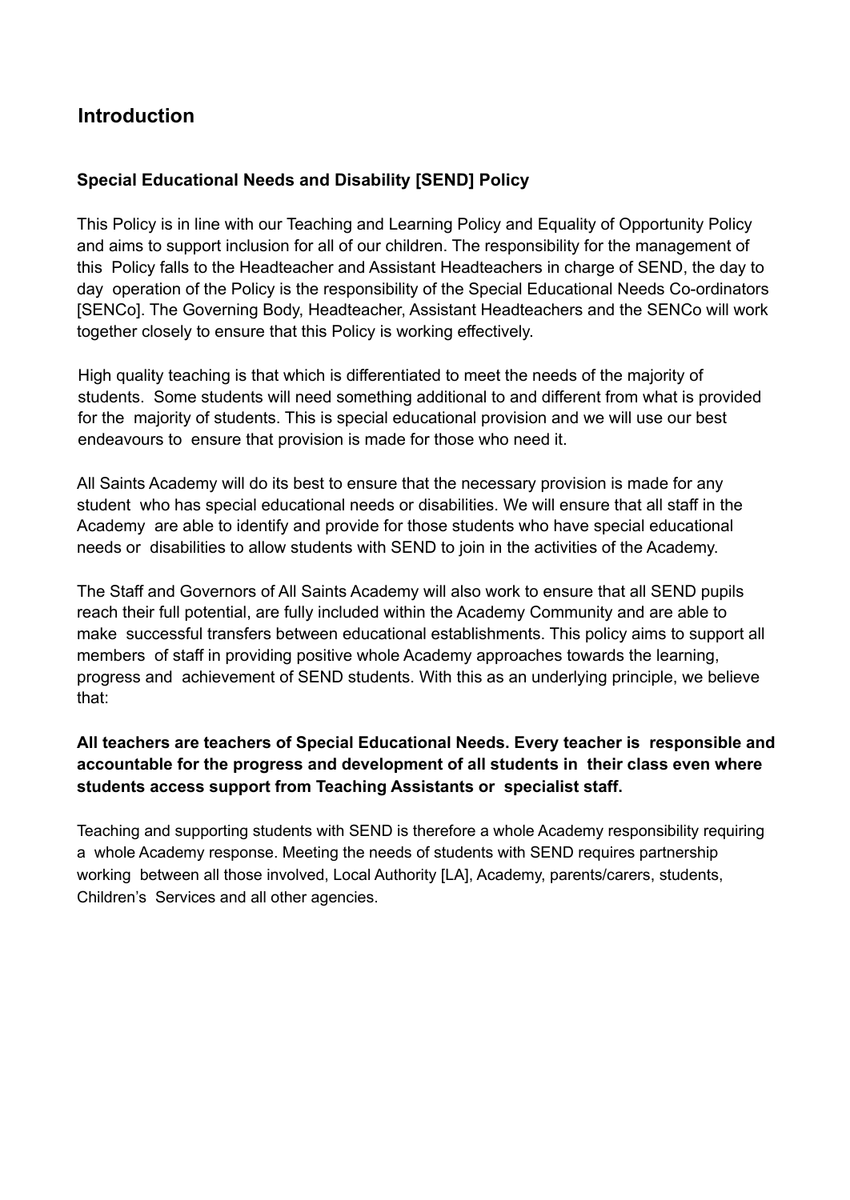## Introduction

### Special Educational Needs and Disability [SEND] Policy

This Policy is in line with our Teaching and Learning Policy and Equality of Opportunity Policy and aims to support inclusion for all of our children. The responsibility for the management of this Policy falls to the Headteacher and Assistant Headteachers in charge of SEND, the day to day operation of the Policy is the responsibility of the Special Educational Needs Co-ordinators [SENCo]. The Governing Body, Headteacher, Assistant Headteachers and the SENCo will work together closely to ensure that this Policy is working effectively.

High quality teaching is that which is differentiated to meet the needs of the majority of students. Some students will need something additional to and different from what is provided for the majority of students. This is special educational provision and we will use our best endeavours to ensure that provision is made for those who need it.

All Saints Academy will do its best to ensure that the necessary provision is made for any student who has special educational needs or disabilities. We will ensure that all staff in the Academy are able to identify and provide for those students who have special educational needs or disabilities to allow students with SEND to join in the activities of the Academy.

The Staff and Governors of All Saints Academy will also work to ensure that all SEND pupils reach their full potential, are fully included within the Academy Community and are able to make successful transfers between educational establishments. This policy aims to support all members of staff in providing positive whole Academy approaches towards the learning, progress and achievement of SEND students. With this as an underlying principle, we believe that:

**All teachers are teachers of Special Educational Needs. Every teacher is responsible and accountable for the progress and development of all students in their class even where students access support from Teaching Assistants or specialist staff.**

Teaching and supporting students with SEND is therefore a whole Academy responsibility requiring a whole Academy response. Meeting the needs of students with SEND requires partnership working between all those involved, Local Authority [LA], Academy, parents/carers, students, Children's Services and all other agencies.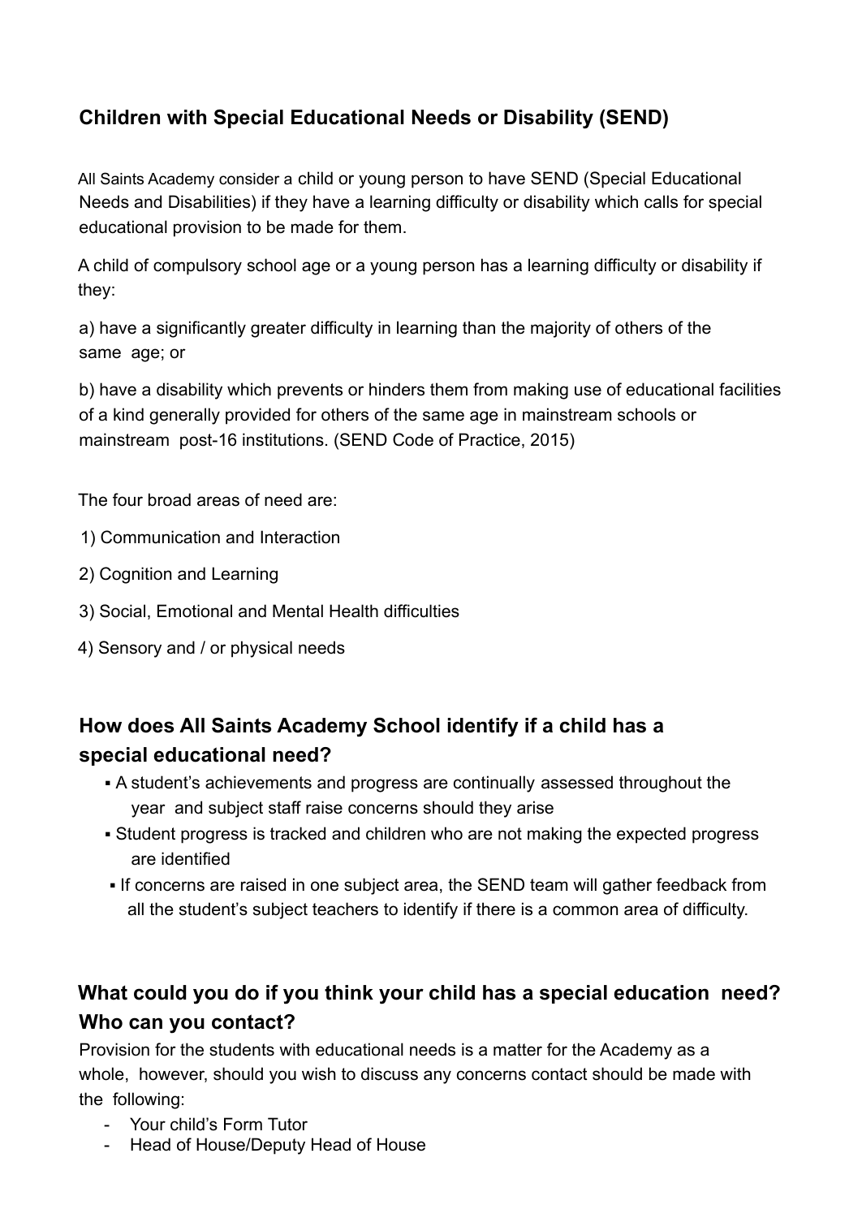## Children with Special Educational Needs or Disability (SEND)

All Saints Academy consider a child or young person to have SEND (Special Educational Needs and Disabilities) if they have a learning difficulty or disability which calls for special educational provision to be made for them.

A child of compulsory school age or a young person has a learning difficulty or disability if they:

a) have a significantly greater difficulty in learning than the majority of others of the same age; or

b) have a disability which prevents or hinders them from making use of educational facilities of a kind generally provided for others of the same age in mainstream schools or mainstream post-16 institutions. (SEND Code of Practice, 2015)

The four broad areas of need are:

1) Communication and Interaction
2) Cognition and Learning
3) Social, Emotional and Mental Health difficulties
4) Sensory and / or physical needs

## How does All Saints Academy School identify if a child has a special educational need?

- A student's achievements and progress are continually assessed throughout the year and subject staff raise concerns should they arise
- Student progress is tracked and children who are not making the expected progress are identified
- If concerns are raised in one subject area, the SEND team will gather feedback from all the student's subject teachers to identify if there is a common area of difficulty.

## What could you do if you think your child has a special education need? Who can you contact?

Provision for the students with educational needs is a matter for the Academy as a whole, however, should you wish to discuss any concerns contact should be made with the following:

- Your child's Form Tutor
- Head of House/Deputy Head of House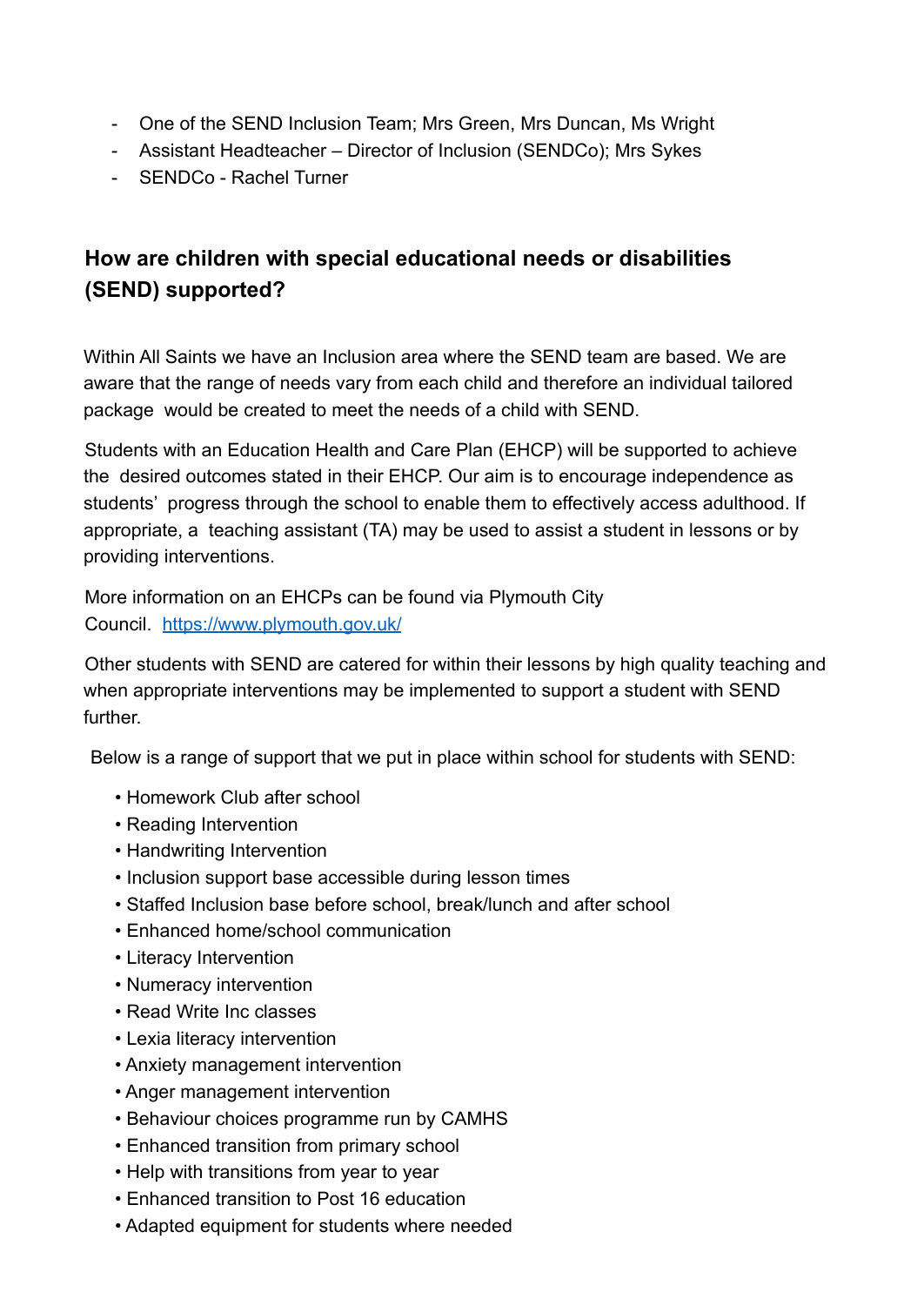- One of the SEND Inclusion Team; Mrs Green, Mrs Duncan, Ms Wright
- Assistant Headteacher – Director of Inclusion (SENDCo); Mrs Sykes
- SENDCo - Rachel Turner

## How are children with special educational needs or disabilities (SEND) supported?

Within All Saints we have an Inclusion area where the SEND team are based. We are aware that the range of needs vary from each child and therefore an individual tailored package would be created to meet the needs of a child with SEND.

Students with an Education Health and Care Plan (EHCP) will be supported to achieve the desired outcomes stated in their EHCP. Our aim is to encourage independence as students' progress through the school to enable them to effectively access adulthood. If appropriate, a teaching assistant (TA) may be used to assist a student in lessons or by providing interventions.

More information on an EHCPs can be found via Plymouth City Council. [https://www.plymouth.gov.uk/](https://www.plymouth.gov.uk/)

Other students with SEND are catered for within their lessons by high quality teaching and when appropriate interventions may be implemented to support a student with SEND further.

Below is a range of support that we put in place within school for students with SEND:

- Homework Club after school
- Reading Intervention
- Handwriting Intervention
- Inclusion support base accessible during lesson times
- Staffed Inclusion base before school, break/lunch and after school
- Enhanced home/school communication
- Literacy Intervention
- Numeracy intervention
- Read Write Inc classes
- Lexia literacy intervention
- Anxiety management intervention
- Anger management intervention
- Behaviour choices programme run by CAMHS
- Enhanced transition from primary school
- Help with transitions from year to year
- Enhanced transition to Post 16 education
- Adapted equipment for students where needed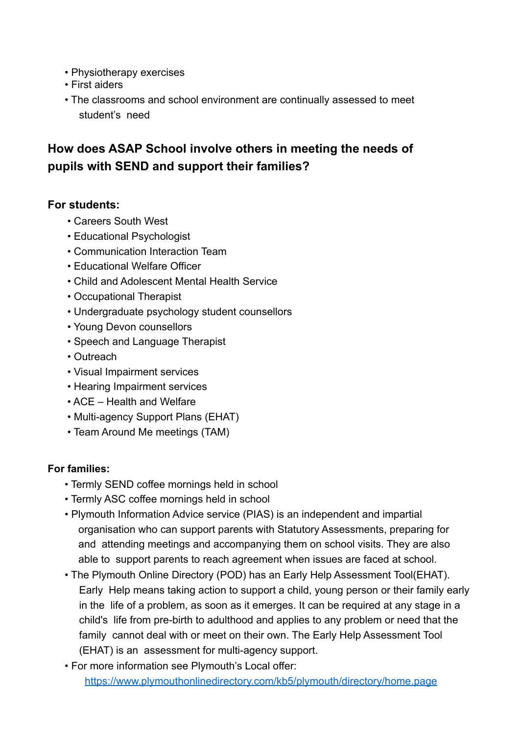- Physiotherapy exercises
- First aiders
- The classrooms and school environment are continually assessed to meet student's need

## How does ASAP School involve others in meeting the needs of pupils with SEND and support their families?

### For students:

- Careers South West
- Educational Psychologist
- Communication Interaction Team
- Educational Welfare Officer
- Child and Adolescent Mental Health Service
- Occupational Therapist
- Undergraduate psychology student counsellors
- Young Devon counsellors
- Speech and Language Therapist
- Outreach
- Visual Impairment services
- Hearing Impairment services
- ACE – Health and Welfare
- Multi-agency Support Plans (EHAT)
- Team Around Me meetings (TAM)

### For families:

- Termly SEND coffee mornings held in school
- Termly ASC coffee mornings held in school
- Plymouth Information Advice service (PIAS) is an independent and impartial organisation who can support parents with Statutory Assessments, preparing for and attending meetings and accompanying them on school visits. They are also able to support parents to reach agreement when issues are faced at school.
- The Plymouth Online Directory (POD) has an Early Help Assessment Tool(EHAT). Early Help means taking action to support a child, young person or their family early in the life of a problem, as soon as it emerges. It can be required at any stage in a child's life from pre-birth to adulthood and applies to any problem or need that the family cannot deal with or meet on their own. The Early Help Assessment Tool (EHAT) is an assessment for multi-agency support.
- For more information see Plymouth's Local offer: [https://www.plymouthonlinedirectory.com/kb5/plymouth/directory/home.page](https://www.plymouthonlinedirectory.com/kb5/plymouth/directory/home.page)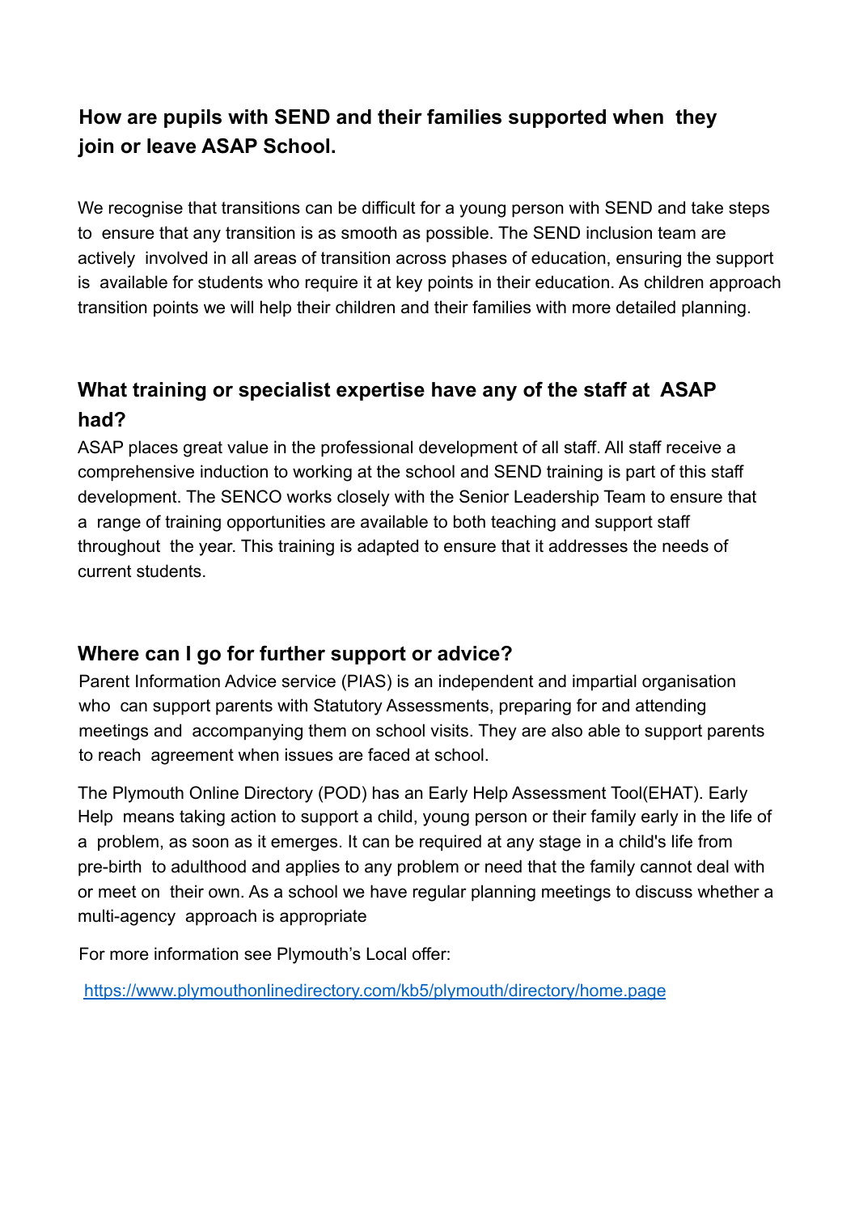## How are pupils with SEND and their families supported when they join or leave ASAP School.

We recognise that transitions can be difficult for a young person with SEND and take steps to ensure that any transition is as smooth as possible. The SEND inclusion team are actively involved in all areas of transition across phases of education, ensuring the support is available for students who require it at key points in their education. As children approach transition points we will help their children and their families with more detailed planning.

## What training or specialist expertise have any of the staff at ASAP had?

ASAP places great value in the professional development of all staff. All staff receive a comprehensive induction to working at the school and SEND training is part of this staff development. The SENCO works closely with the Senior Leadership Team to ensure that a range of training opportunities are available to both teaching and support staff throughout the year. This training is adapted to ensure that it addresses the needs of current students.

## Where can I go for further support or advice?

Parent Information Advice service (PIAS) is an independent and impartial organisation who can support parents with Statutory Assessments, preparing for and attending meetings and accompanying them on school visits. They are also able to support parents to reach agreement when issues are faced at school.

The Plymouth Online Directory (POD) has an Early Help Assessment Tool(EHAT). Early Help means taking action to support a child, young person or their family early in the life of a problem, as soon as it emerges. It can be required at any stage in a child's life from pre-birth to adulthood and applies to any problem or need that the family cannot deal with or meet on their own. As a school we have regular planning meetings to discuss whether a multi-agency approach is appropriate

For more information see Plymouth's Local offer:

[https://www.plymouthonlinedirectory.com/kb5/plymouth/directory/home.page](https://www.plymouthonlinedirectory.com/kb5/plymouth/directory/home.page)